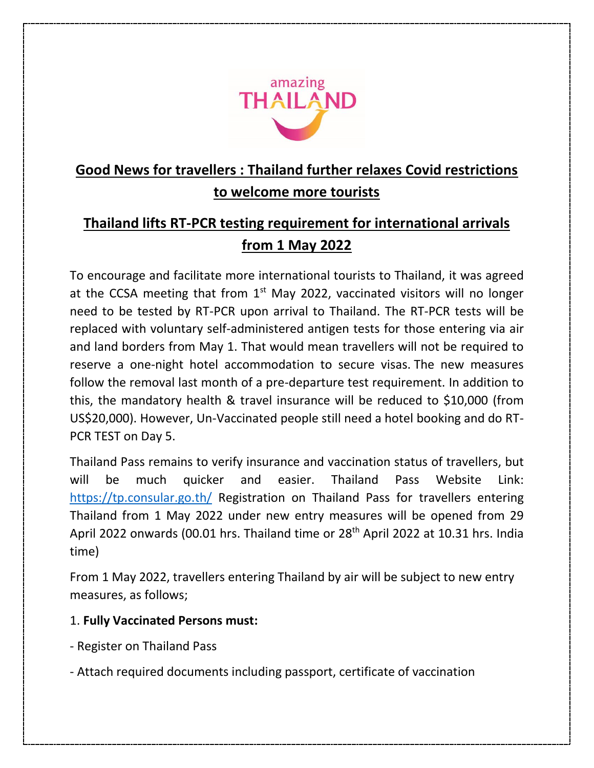## Good News for travellers : Thailand further relaxes Covid restrictions to welcome more tourists

## Thailand lifts RT-PCR testing requirement for international arrivals from 1 May 2022

To encourage and facilitate more international tourists to Thailand, it was agreed at the CCSA meeting that from 1st May 2022, vaccinated visitors will no longer need to be tested by RT-PCR upon arrival to Thailand. The RT-PCR tests will be replaced with voluntary self-administered antigen tests for those entering via air and land borders from May 1. That would mean travellers will not be required to reserve a one-night hotel accommodation to secure visas. The new measures follow the removal last month of a pre-departure test requirement. In addition to this, the mandatory health & travel insurance will be reduced to $10,000 (from US$20,000). However, Un-Vaccinated people still need a hotel booking and do RT-PCR TEST on Day 5.

Thailand Pass remains to verify insurance and vaccination status of travellers, but will be much quicker and easier. Thailand Pass Website Link: https://tp.consular.go.th/ Registration on Thailand Pass for travellers entering Thailand from 1 May 2022 under new entry measures will be opened from 29 April 2022 onwards (00.01 hrs. Thailand time or 28th April 2022 at 10.31 hrs. India time)

From 1 May 2022, travellers entering Thailand by air will be subject to new entry measures, as follows;

1. **Fully Vaccinated Persons must:**

- Register on Thailand Pass

- Attach required documents including passport, certificate of vaccination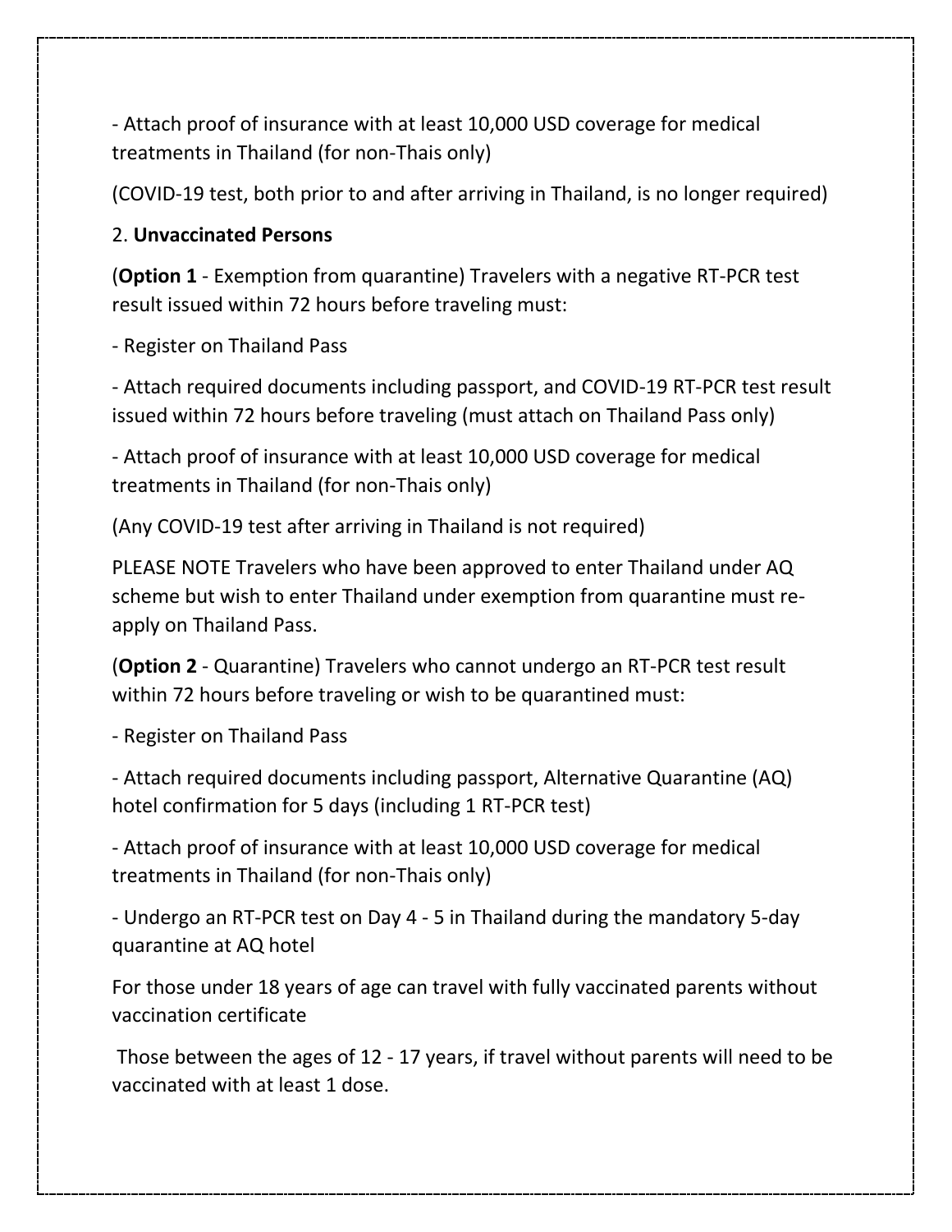- Attach proof of insurance with at least 10,000 USD coverage for medical treatments in Thailand (for non-Thais only)

(COVID-19 test, both prior to and after arriving in Thailand, is no longer required)

2. **Unvaccinated Persons**

(**Option 1** - Exemption from quarantine) Travelers with a negative RT-PCR test result issued within 72 hours before traveling must:

- Register on Thailand Pass
- Attach required documents including passport, and COVID-19 RT-PCR test result issued within 72 hours before traveling (must attach on Thailand Pass only)
- Attach proof of insurance with at least 10,000 USD coverage for medical treatments in Thailand (for non-Thais only)

(Any COVID-19 test after arriving in Thailand is not required)

PLEASE NOTE Travelers who have been approved to enter Thailand under AQ scheme but wish to enter Thailand under exemption from quarantine must re-apply on Thailand Pass.

(**Option 2** - Quarantine) Travelers who cannot undergo an RT-PCR test result within 72 hours before traveling or wish to be quarantined must:

- Register on Thailand Pass
- Attach required documents including passport, Alternative Quarantine (AQ) hotel confirmation for 5 days (including 1 RT-PCR test)
- Attach proof of insurance with at least 10,000 USD coverage for medical treatments in Thailand (for non-Thais only)
- Undergo an RT-PCR test on Day 4 - 5 in Thailand during the mandatory 5-day quarantine at AQ hotel

For those under 18 years of age can travel with fully vaccinated parents without vaccination certificate

Those between the ages of 12 - 17 years, if travel without parents will need to be vaccinated with at least 1 dose.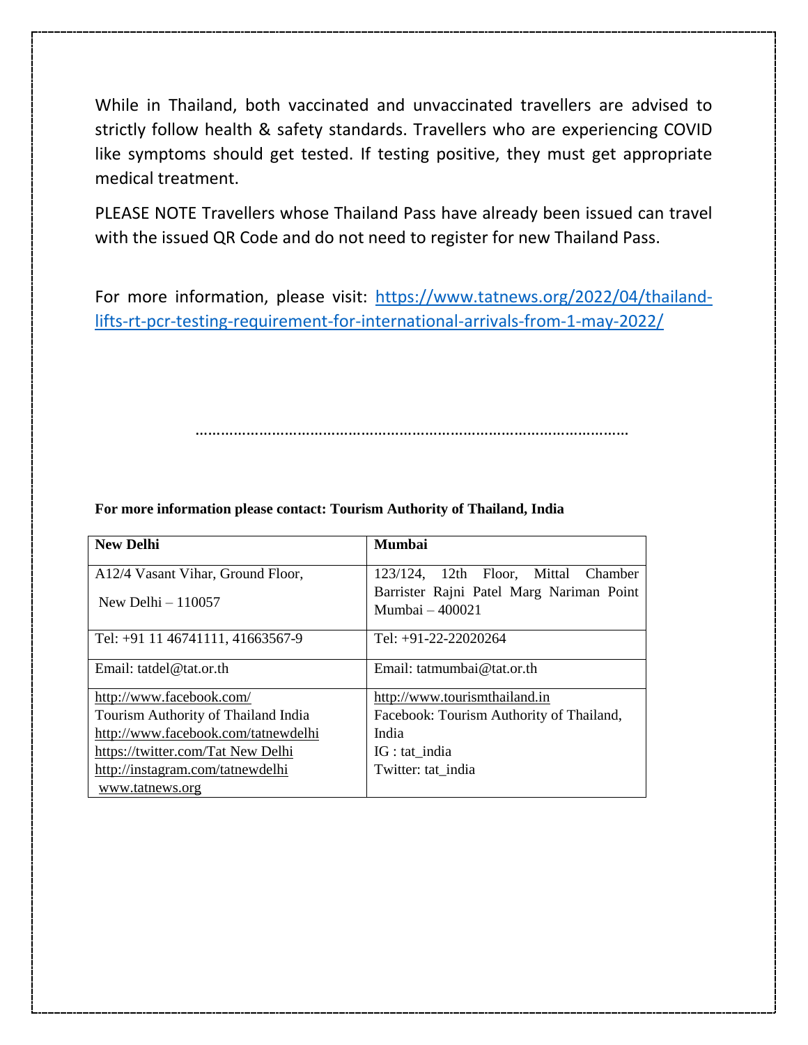While in Thailand, both vaccinated and unvaccinated travellers are advised to strictly follow health & safety standards. Travellers who are experiencing COVID like symptoms should get tested. If testing positive, they must get appropriate medical treatment.

PLEASE NOTE Travellers whose Thailand Pass have already been issued can travel with the issued QR Code and do not need to register for new Thailand Pass.

For more information, please visit: https://www.tatnews.org/2022/04/thailand-lifts-rt-pcr-testing-requirement-for-international-arrivals-from-1-may-2022/

……………………………………………………………………………………

**For more information please contact: Tourism Authority of Thailand, India**

| **New Delhi** | **Mumbai** |
|---|---|
| A12/4 Vasant Vihar, Ground Floor,<br>New Delhi – 110057 | 123/124, 12th Floor, Mittal Chamber Barrister Rajni Patel Marg Nariman Point Mumbai – 400021 |
| Tel: +91 11 46741111, 41663567-9 | Tel: +91-22-22020264 |
| Email: tatdel@tat.or.th | Email: tatmumbai@tat.or.th |
| http://www.facebook.com/<br>Tourism Authority of Thailand India<br>http://www.facebook.com/tatnewdelhi<br>https://twitter.com/Tat New Delhi<br>http://instagram.com/tatnewdelhi<br>www.tatnews.org | http://www.tourismthailand.in<br>Facebook: Tourism Authority of Thailand, India<br>IG : tat_india<br>Twitter: tat_india |